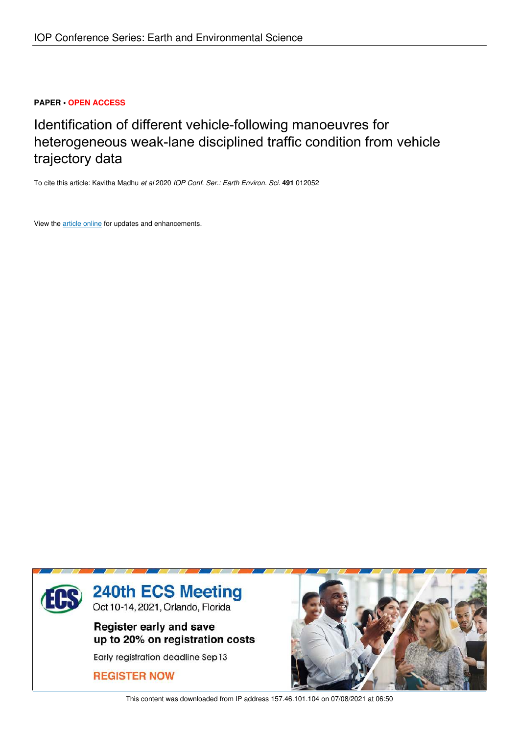IOP Conference Series: Earth and Environmental Science

**PAPER • OPEN ACCESS**

# Identification of different vehicle-following manoeuvres for heterogeneous weak-lane disciplined traffic condition from vehicle trajectory data

To cite this article: Kavitha Madhu *et al* 2020 *IOP Conf. Ser.: Earth Environ. Sci.* **491** 012052

View the article online for updates and enhancements.

This content was downloaded from IP address 157.46.101.104 on 07/08/2021 at 06:50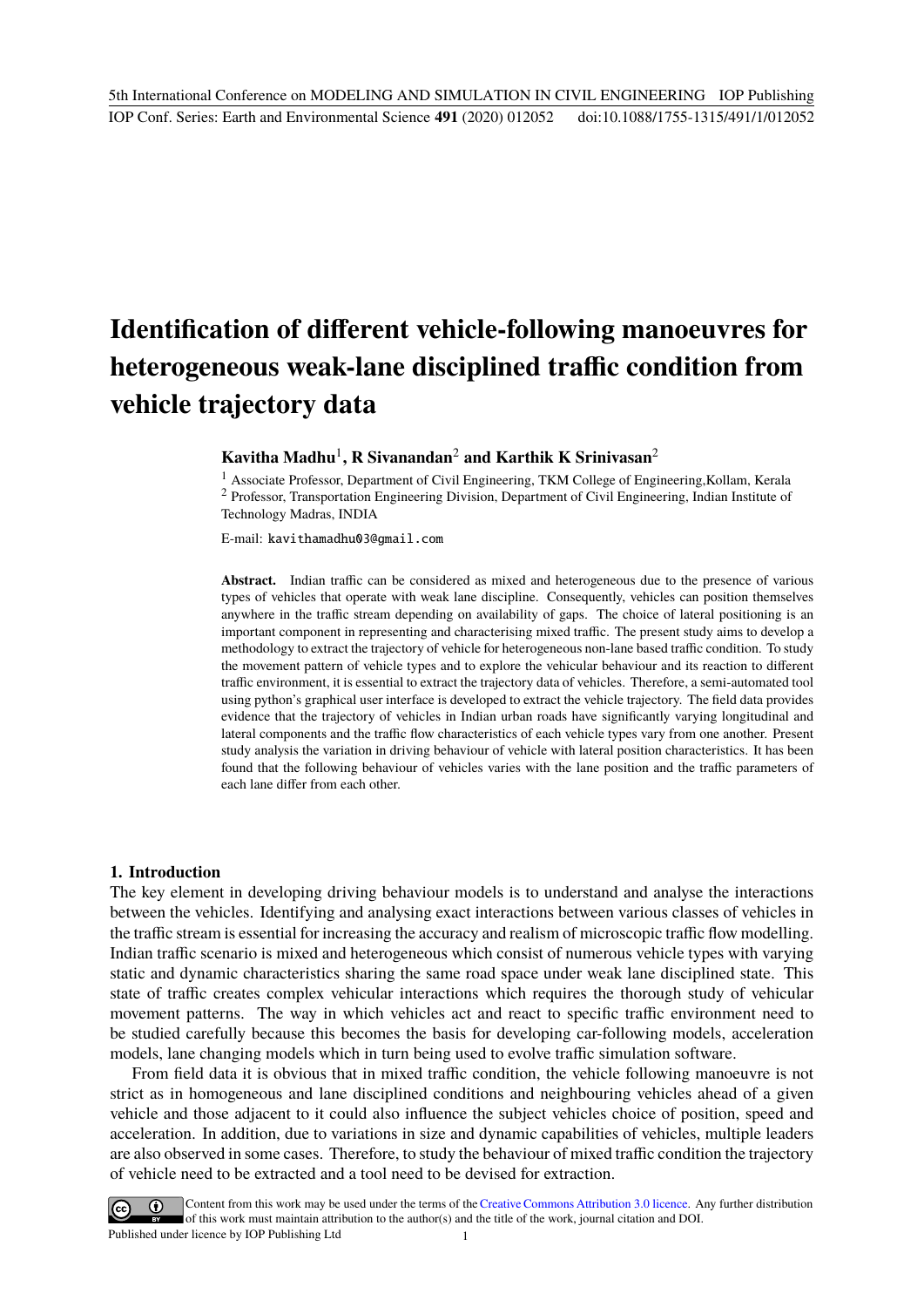# Identification of different vehicle-following manoeuvres for heterogeneous weak-lane disciplined traffic condition from vehicle trajectory data

**Kavitha Madhu**[1], **R Sivanandan**[2] **and Karthik K Srinivasan**[2]

[1] Associate Professor, Department of Civil Engineering, TKM College of Engineering,Kollam, Kerala
[2] Professor, Transportation Engineering Division, Department of Civil Engineering, Indian Institute of Technology Madras, INDIA

E-mail: kavithamadhu03@gmail.com

**Abstract.** Indian traffic can be considered as mixed and heterogeneous due to the presence of various types of vehicles that operate with weak lane discipline. Consequently, vehicles can position themselves anywhere in the traffic stream depending on availability of gaps. The choice of lateral positioning is an important component in representing and characterising mixed traffic. The present study aims to develop a methodology to extract the trajectory of vehicle for heterogeneous non-lane based traffic condition. To study the movement pattern of vehicle types and to explore the vehicular behaviour and its reaction to different traffic environment, it is essential to extract the trajectory data of vehicles. Therefore, a semi-automated tool using python's graphical user interface is developed to extract the vehicle trajectory. The field data provides evidence that the trajectory of vehicles in Indian urban roads have significantly varying longitudinal and lateral components and the traffic flow characteristics of each vehicle types vary from one another. Present study analysis the variation in driving behaviour of vehicle with lateral position characteristics. It has been found that the following behaviour of vehicles varies with the lane position and the traffic parameters of each lane differ from each other.

## 1. Introduction

The key element in developing driving behaviour models is to understand and analyse the interactions between the vehicles. Identifying and analysing exact interactions between various classes of vehicles in the traffic stream is essential for increasing the accuracy and realism of microscopic traffic flow modelling. Indian traffic scenario is mixed and heterogeneous which consist of numerous vehicle types with varying static and dynamic characteristics sharing the same road space under weak lane disciplined state. This state of traffic creates complex vehicular interactions which requires the thorough study of vehicular movement patterns. The way in which vehicles act and react to specific traffic environment need to be studied carefully because this becomes the basis for developing car-following models, acceleration models, lane changing models which in turn being used to evolve traffic simulation software.

From field data it is obvious that in mixed traffic condition, the vehicle following manoeuvre is not strict as in homogeneous and lane disciplined conditions and neighbouring vehicles ahead of a given vehicle and those adjacent to it could also influence the subject vehicles choice of position, speed and acceleration. In addition, due to variations in size and dynamic capabilities of vehicles, multiple leaders are also observed in some cases. Therefore, to study the behaviour of mixed traffic condition the trajectory of vehicle need to be extracted and a tool need to be devised for extraction.

Content from this work may be used under the terms of the Creative Commons Attribution 3.0 licence. Any further distribution of this work must maintain attribution to the author(s) and the title of the work, journal citation and DOI.
Published under licence by IOP Publishing Ltd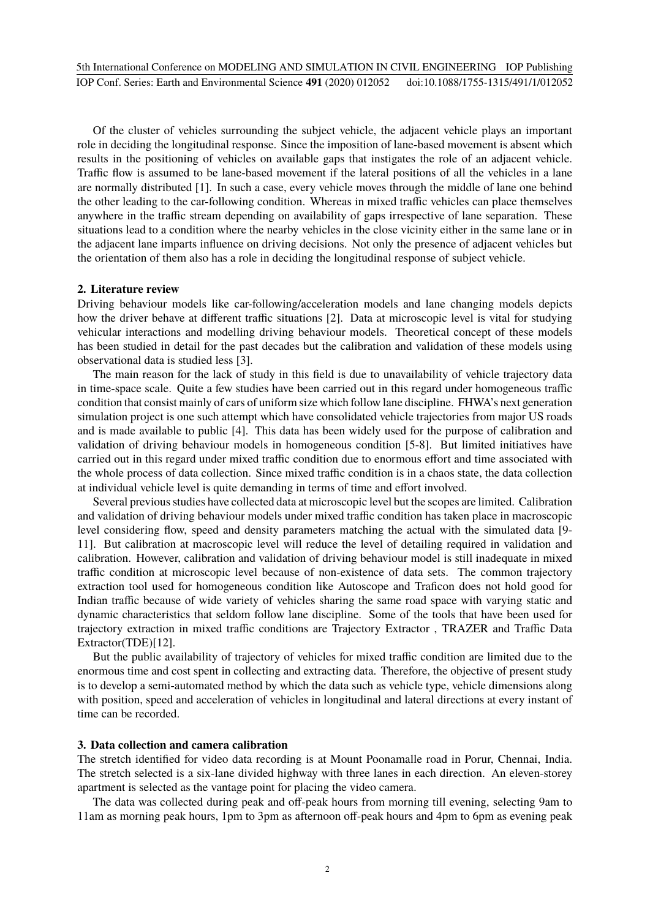Of the cluster of vehicles surrounding the subject vehicle, the adjacent vehicle plays an important role in deciding the longitudinal response. Since the imposition of lane-based movement is absent which results in the positioning of vehicles on available gaps that instigates the role of an adjacent vehicle. Traffic flow is assumed to be lane-based movement if the lateral positions of all the vehicles in a lane are normally distributed [1]. In such a case, every vehicle moves through the middle of lane one behind the other leading to the car-following condition. Whereas in mixed traffic vehicles can place themselves anywhere in the traffic stream depending on availability of gaps irrespective of lane separation. These situations lead to a condition where the nearby vehicles in the close vicinity either in the same lane or in the adjacent lane imparts influence on driving decisions. Not only the presence of adjacent vehicles but the orientation of them also has a role in deciding the longitudinal response of subject vehicle.

## 2. Literature review

Driving behaviour models like car-following/acceleration models and lane changing models depicts how the driver behave at different traffic situations [2]. Data at microscopic level is vital for studying vehicular interactions and modelling driving behaviour models. Theoretical concept of these models has been studied in detail for the past decades but the calibration and validation of these models using observational data is studied less [3].

The main reason for the lack of study in this field is due to unavailability of vehicle trajectory data in time-space scale. Quite a few studies have been carried out in this regard under homogeneous traffic condition that consist mainly of cars of uniform size which follow lane discipline. FHWA's next generation simulation project is one such attempt which have consolidated vehicle trajectories from major US roads and is made available to public [4]. This data has been widely used for the purpose of calibration and validation of driving behaviour models in homogeneous condition [5-8]. But limited initiatives have carried out in this regard under mixed traffic condition due to enormous effort and time associated with the whole process of data collection. Since mixed traffic condition is in a chaos state, the data collection at individual vehicle level is quite demanding in terms of time and effort involved.

Several previous studies have collected data at microscopic level but the scopes are limited. Calibration and validation of driving behaviour models under mixed traffic condition has taken place in macroscopic level considering flow, speed and density parameters matching the actual with the simulated data [9-11]. But calibration at macroscopic level will reduce the level of detailing required in validation and calibration. However, calibration and validation of driving behaviour model is still inadequate in mixed traffic condition at microscopic level because of non-existence of data sets. The common trajectory extraction tool used for homogeneous condition like Autoscope and Traficon does not hold good for Indian traffic because of wide variety of vehicles sharing the same road space with varying static and dynamic characteristics that seldom follow lane discipline. Some of the tools that have been used for trajectory extraction in mixed traffic conditions are Trajectory Extractor , TRAZER and Traffic Data Extractor(TDE)[12].

But the public availability of trajectory of vehicles for mixed traffic condition are limited due to the enormous time and cost spent in collecting and extracting data. Therefore, the objective of present study is to develop a semi-automated method by which the data such as vehicle type, vehicle dimensions along with position, speed and acceleration of vehicles in longitudinal and lateral directions at every instant of time can be recorded.

## 3. Data collection and camera calibration

The stretch identified for video data recording is at Mount Poonamalle road in Porur, Chennai, India. The stretch selected is a six-lane divided highway with three lanes in each direction. An eleven-storey apartment is selected as the vantage point for placing the video camera.

The data was collected during peak and off-peak hours from morning till evening, selecting 9am to 11am as morning peak hours, 1pm to 3pm as afternoon off-peak hours and 4pm to 6pm as evening peak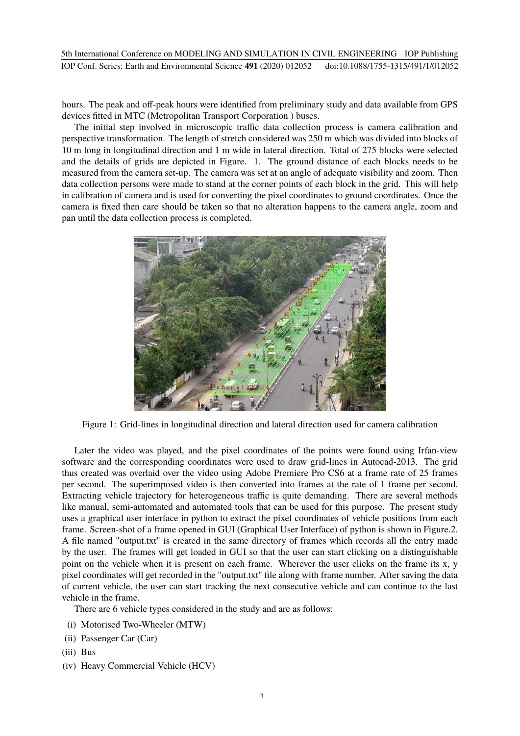hours. The peak and off-peak hours were identified from preliminary study and data available from GPS devices fitted in MTC (Metropolitan Transport Corporation ) buses.

The initial step involved in microscopic traffic data collection process is camera calibration and perspective transformation. The length of stretch considered was 250 m which was divided into blocks of 10 m long in longitudinal direction and 1 m wide in lateral direction. Total of 275 blocks were selected and the details of grids are depicted in Figure. 1. The ground distance of each blocks needs to be measured from the camera set-up. The camera was set at an angle of adequate visibility and zoom. Then data collection persons were made to stand at the corner points of each block in the grid. This will help in calibration of camera and is used for converting the pixel coordinates to ground coordinates. Once the camera is fixed then care should be taken so that no alteration happens to the camera angle, zoom and pan until the data collection process is completed.

Figure 1: Grid-lines in longitudinal direction and lateral direction used for camera calibration

Later the video was played, and the pixel coordinates of the points were found using Irfan-view software and the corresponding coordinates were used to draw grid-lines in Autocad-2013. The grid thus created was overlaid over the video using Adobe Premiere Pro CS6 at a frame rate of 25 frames per second. The superimposed video is then converted into frames at the rate of 1 frame per second. Extracting vehicle trajectory for heterogeneous traffic is quite demanding. There are several methods like manual, semi-automated and automated tools that can be used for this purpose. The present study uses a graphical user interface in python to extract the pixel coordinates of vehicle positions from each frame. Screen-shot of a frame opened in GUI (Graphical User Interface) of python is shown in Figure.2. A file named "output.txt" is created in the same directory of frames which records all the entry made by the user. The frames will get loaded in GUI so that the user can start clicking on a distinguishable point on the vehicle when it is present on each frame. Wherever the user clicks on the frame its x, y pixel coordinates will get recorded in the "output.txt" file along with frame number. After saving the data of current vehicle, the user can start tracking the next consecutive vehicle and can continue to the last vehicle in the frame.

There are 6 vehicle types considered in the study and are as follows:

(i) Motorised Two-Wheeler (MTW)

(ii) Passenger Car (Car)

(iii) Bus

(iv) Heavy Commercial Vehicle (HCV)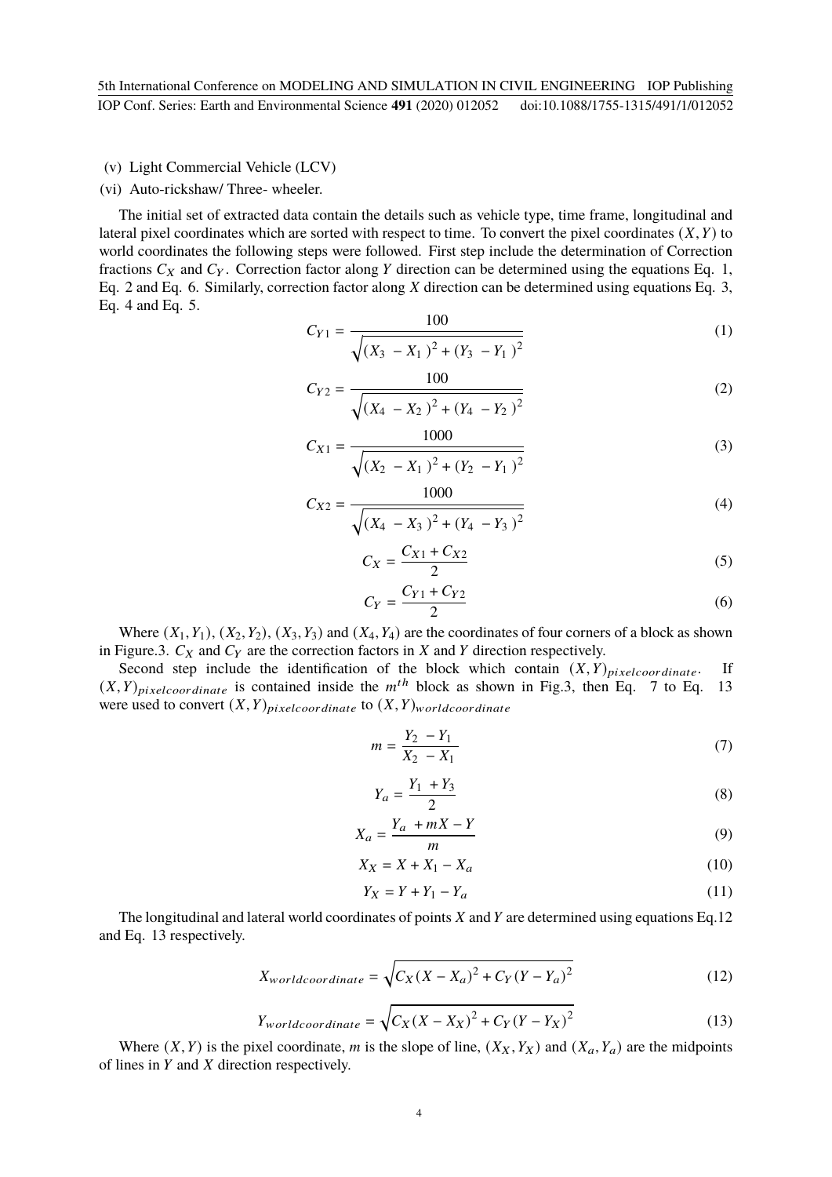(v) Light Commercial Vehicle (LCV)

(vi) Auto-rickshaw/ Three- wheeler.

The initial set of extracted data contain the details such as vehicle type, time frame, longitudinal and lateral pixel coordinates which are sorted with respect to time. To convert the pixel coordinates $(X, Y)$ to world coordinates the following steps were followed. First step include the determination of Correction fractions $C_X$ and $C_Y$. Correction factor along $Y$ direction can be determined using the equations Eq. 1, Eq. 2 and Eq. 6. Similarly, correction factor along $X$ direction can be determined using equations Eq. 3, Eq. 4 and Eq. 5.

$$C_{Y1} = \frac{100}{\sqrt{(X_3 - X_1)^2 + (Y_3 - Y_1)^2}} \tag{1}$$

$$C_{Y2} = \frac{100}{\sqrt{(X_4 - X_2)^2 + (Y_4 - Y_2)^2}} \tag{2}$$

$$C_{X1} = \frac{1000}{\sqrt{(X_2 - X_1)^2 + (Y_2 - Y_1)^2}} \tag{3}$$

$$C_{X2} = \frac{1000}{\sqrt{(X_4 - X_3)^2 + (Y_4 - Y_3)^2}} \tag{4}$$

$$C_X = \frac{C_{X1} + C_{X2}}{2} \tag{5}$$

$$C_Y = \frac{C_{Y1} + C_{Y2}}{2} \tag{6}$$

Where $(X_1, Y_1)$, $(X_2, Y_2)$, $(X_3, Y_3)$ and $(X_4, Y_4)$ are the coordinates of four corners of a block as shown in Figure.3. $C_X$ and $C_Y$ are the correction factors in $X$ and $Y$ direction respectively.

Second step include the identification of the block which contain $(X, Y)_{pixelcoordinate}$. If $(X, Y)_{pixelcoordinate}$ is contained inside the $m^{th}$ block as shown in Fig.3, then Eq. 7 to Eq. 13 were used to convert $(X, Y)_{pixelcoordinate}$ to $(X, Y)_{worldcoordinate}$

$$m = \frac{Y_2 - Y_1}{X_2 - X_1} \tag{7}$$

$$Y_a = \frac{Y_1 + Y_3}{2} \tag{8}$$

$$X_a = \frac{Y_a + mX - Y}{m} \tag{9}$$

$$X_X = X + X_1 - X_a \tag{10}$$

$$Y_X = Y + Y_1 - Y_a \tag{11}$$

The longitudinal and lateral world coordinates of points $X$ and $Y$ are determined using equations Eq.12 and Eq. 13 respectively.

$$X_{worldcoordinate} = \sqrt{C_X(X - X_a)^2 + C_Y(Y - Y_a)^2} \tag{12}$$

$$Y_{worldcoordinate} = \sqrt{C_X(X - X_X)^2 + C_Y(Y - Y_X)^2} \tag{13}$$

Where $(X, Y)$ is the pixel coordinate, $m$ is the slope of line, $(X_X, Y_X)$ and $(X_a, Y_a)$ are the midpoints of lines in $Y$ and $X$ direction respectively.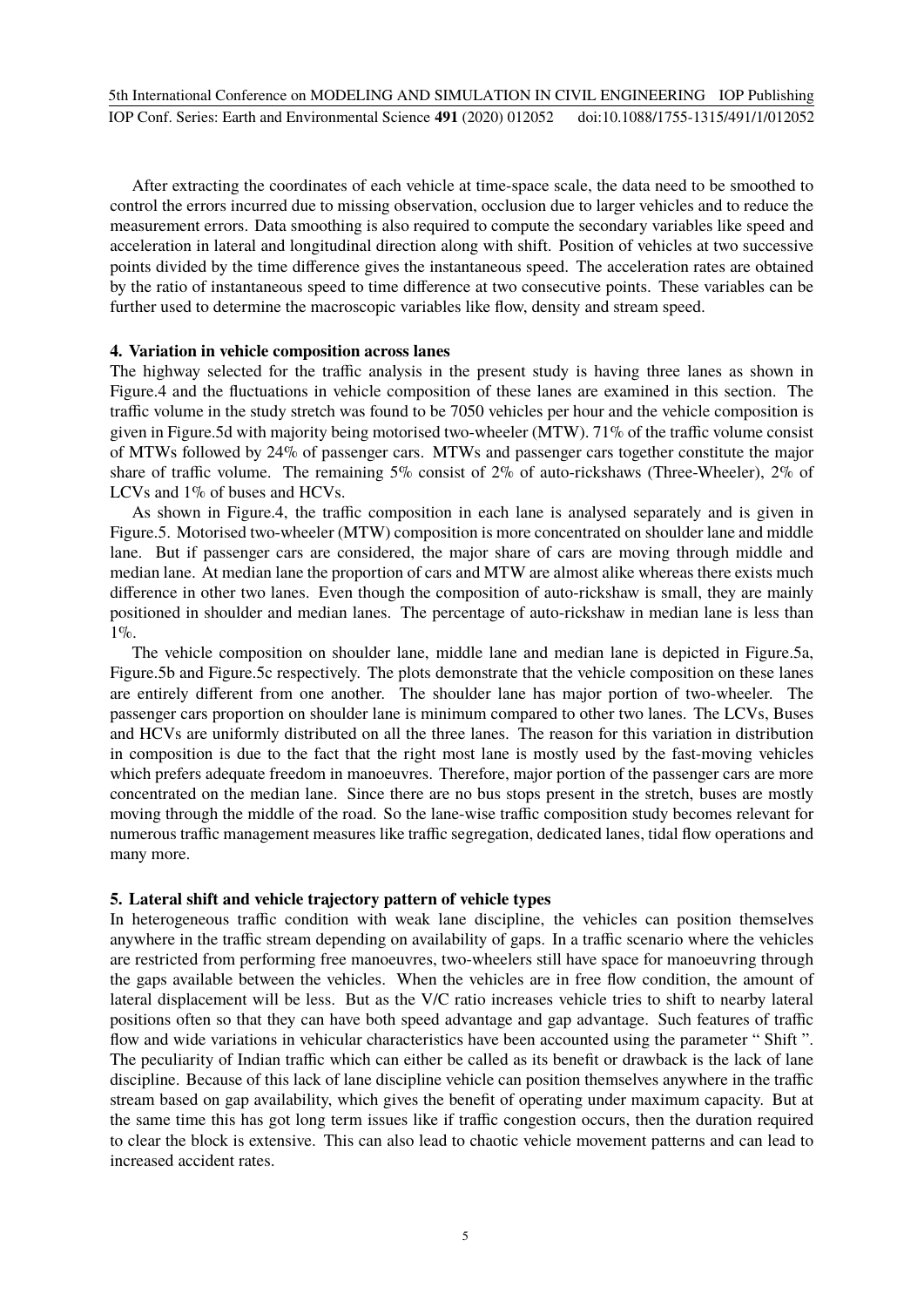After extracting the coordinates of each vehicle at time-space scale, the data need to be smoothed to control the errors incurred due to missing observation, occlusion due to larger vehicles and to reduce the measurement errors. Data smoothing is also required to compute the secondary variables like speed and acceleration in lateral and longitudinal direction along with shift. Position of vehicles at two successive points divided by the time difference gives the instantaneous speed. The acceleration rates are obtained by the ratio of instantaneous speed to time difference at two consecutive points. These variables can be further used to determine the macroscopic variables like flow, density and stream speed.

## 4. Variation in vehicle composition across lanes

The highway selected for the traffic analysis in the present study is having three lanes as shown in Figure.4 and the fluctuations in vehicle composition of these lanes are examined in this section. The traffic volume in the study stretch was found to be 7050 vehicles per hour and the vehicle composition is given in Figure.5d with majority being motorised two-wheeler (MTW). 71% of the traffic volume consist of MTWs followed by 24% of passenger cars. MTWs and passenger cars together constitute the major share of traffic volume. The remaining 5% consist of 2% of auto-rickshaws (Three-Wheeler), 2% of LCVs and 1% of buses and HCVs.

As shown in Figure.4, the traffic composition in each lane is analysed separately and is given in Figure.5. Motorised two-wheeler (MTW) composition is more concentrated on shoulder lane and middle lane. But if passenger cars are considered, the major share of cars are moving through middle and median lane. At median lane the proportion of cars and MTW are almost alike whereas there exists much difference in other two lanes. Even though the composition of auto-rickshaw is small, they are mainly positioned in shoulder and median lanes. The percentage of auto-rickshaw in median lane is less than 1%.

The vehicle composition on shoulder lane, middle lane and median lane is depicted in Figure.5a, Figure.5b and Figure.5c respectively. The plots demonstrate that the vehicle composition on these lanes are entirely different from one another. The shoulder lane has major portion of two-wheeler. The passenger cars proportion on shoulder lane is minimum compared to other two lanes. The LCVs, Buses and HCVs are uniformly distributed on all the three lanes. The reason for this variation in distribution in composition is due to the fact that the right most lane is mostly used by the fast-moving vehicles which prefers adequate freedom in manoeuvres. Therefore, major portion of the passenger cars are more concentrated on the median lane. Since there are no bus stops present in the stretch, buses are mostly moving through the middle of the road. So the lane-wise traffic composition study becomes relevant for numerous traffic management measures like traffic segregation, dedicated lanes, tidal flow operations and many more.

## 5. Lateral shift and vehicle trajectory pattern of vehicle types

In heterogeneous traffic condition with weak lane discipline, the vehicles can position themselves anywhere in the traffic stream depending on availability of gaps. In a traffic scenario where the vehicles are restricted from performing free manoeuvres, two-wheelers still have space for manoeuvring through the gaps available between the vehicles. When the vehicles are in free flow condition, the amount of lateral displacement will be less. But as the V/C ratio increases vehicle tries to shift to nearby lateral positions often so that they can have both speed advantage and gap advantage. Such features of traffic flow and wide variations in vehicular characteristics have been accounted using the parameter " Shift ". The peculiarity of Indian traffic which can either be called as its benefit or drawback is the lack of lane discipline. Because of this lack of lane discipline vehicle can position themselves anywhere in the traffic stream based on gap availability, which gives the benefit of operating under maximum capacity. But at the same time this has got long term issues like if traffic congestion occurs, then the duration required to clear the block is extensive. This can also lead to chaotic vehicle movement patterns and can lead to increased accident rates.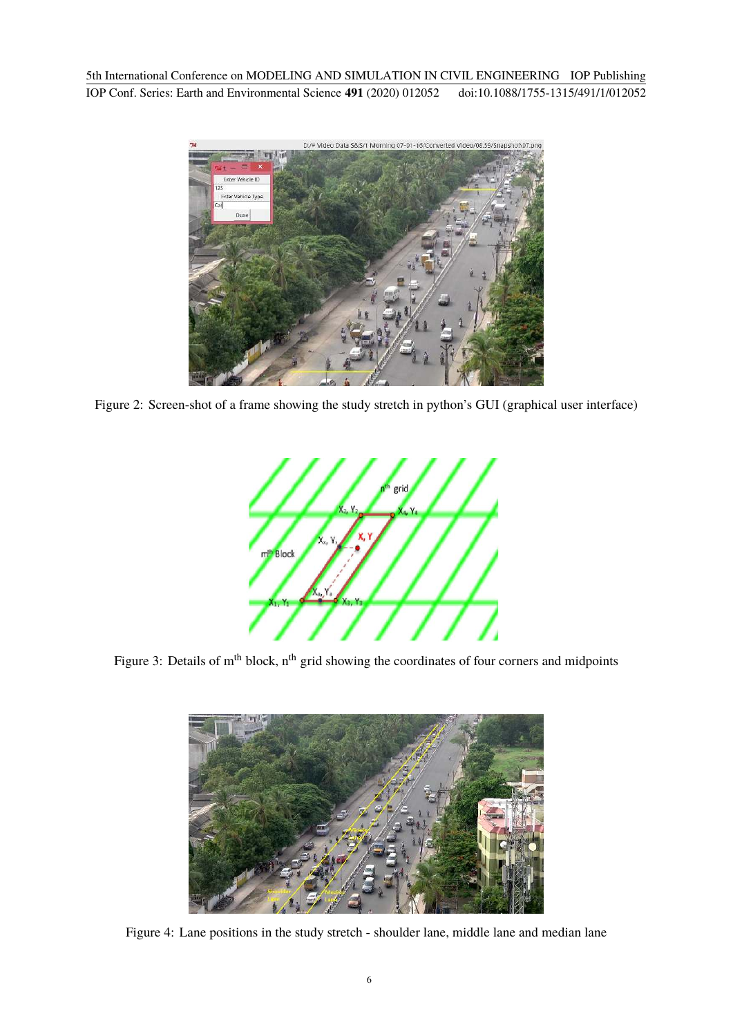Figure 2: Screen-shot of a frame showing the study stretch in python's GUI (graphical user interface)

Figure 3: Details of m$^{th}$ block, n$^{th}$ grid showing the coordinates of four corners and midpoints

Figure 4: Lane positions in the study stretch - shoulder lane, middle lane and median lane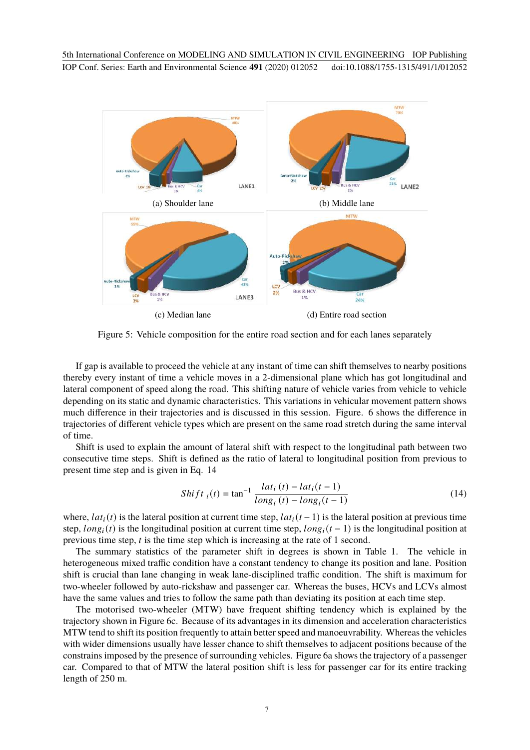(a) Shoulder lane

(b) Middle lane

(c) Median lane

(d) Entire road section

Figure 5: Vehicle composition for the entire road section and for each lanes separately

If gap is available to proceed the vehicle at any instant of time can shift themselves to nearby positions thereby every instant of time a vehicle moves in a 2-dimensional plane which has got longitudinal and lateral component of speed along the road. This shifting nature of vehicle varies from vehicle to vehicle depending on its static and dynamic characteristics. This variations in vehicular movement pattern shows much difference in their trajectories and is discussed in this session. Figure. 6 shows the difference in trajectories of different vehicle types which are present on the same road stretch during the same interval of time.

Shift is used to explain the amount of lateral shift with respect to the longitudinal path between two consecutive time steps. Shift is defined as the ratio of lateral to longitudinal position from previous to present time step and is given in Eq. 14

$$Shift_{\,i}(t) = \tan^{-1} \frac{lat_i\,(t) - lat_i(t-1)}{long_i\,(t) - long_i(t-1)} \tag{14}$$

where, $lat_i(t)$ is the lateral position at current time step, $lat_i(t-1)$ is the lateral position at previous time step, $long_i(t)$ is the longitudinal position at current time step, $long_i(t-1)$ is the longitudinal position at previous time step, $t$ is the time step which is increasing at the rate of 1 second.

The summary statistics of the parameter shift in degrees is shown in Table 1. The vehicle in heterogeneous mixed traffic condition have a constant tendency to change its position and lane. Position shift is crucial than lane changing in weak lane-disciplined traffic condition. The shift is maximum for two-wheeler followed by auto-rickshaw and passenger car. Whereas the buses, HCVs and LCVs almost have the same values and tries to follow the same path than deviating its position at each time step.

The motorised two-wheeler (MTW) have frequent shifting tendency which is explained by the trajectory shown in Figure 6c. Because of its advantages in its dimension and acceleration characteristics MTW tend to shift its position frequently to attain better speed and manoeuvrability. Whereas the vehicles with wider dimensions usually have lesser chance to shift themselves to adjacent positions because of the constrains imposed by the presence of surrounding vehicles. Figure 6a shows the trajectory of a passenger car. Compared to that of MTW the lateral position shift is less for passenger car for its entire tracking length of 250 m.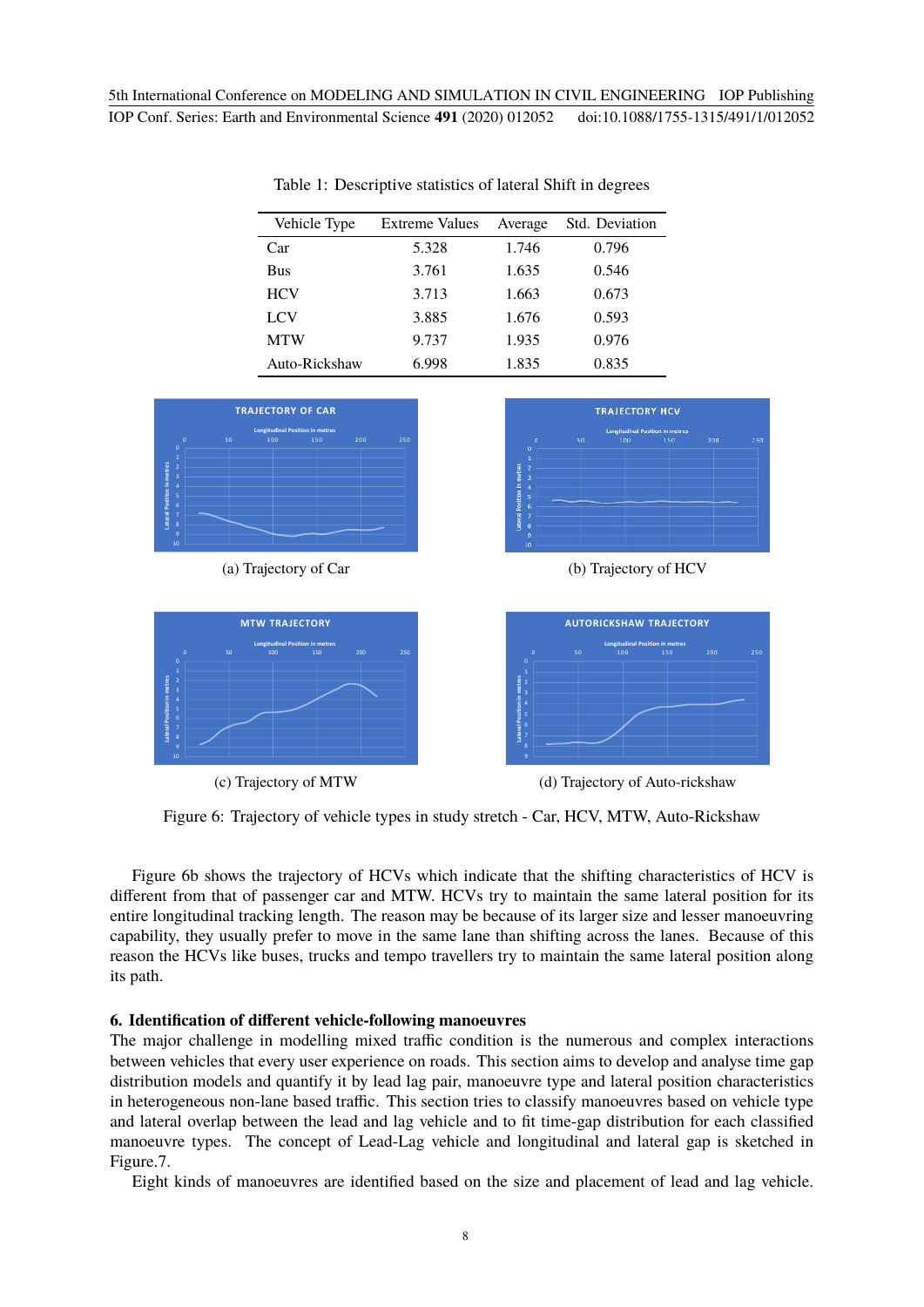Table 1: Descriptive statistics of lateral Shift in degrees

| Vehicle Type | Extreme Values | Average | Std. Deviation |
|---|---|---|---|
| Car | 5.328 | 1.746 | 0.796 |
| Bus | 3.761 | 1.635 | 0.546 |
| HCV | 3.713 | 1.663 | 0.673 |
| LCV | 3.885 | 1.676 | 0.593 |
| MTW | 9.737 | 1.935 | 0.976 |
| Auto-Rickshaw | 6.998 | 1.835 | 0.835 |

(a) Trajectory of Car

(b) Trajectory of HCV

(c) Trajectory of MTW

(d) Trajectory of Auto-rickshaw

Figure 6: Trajectory of vehicle types in study stretch - Car, HCV, MTW, Auto-Rickshaw

Figure 6b shows the trajectory of HCVs which indicate that the shifting characteristics of HCV is different from that of passenger car and MTW. HCVs try to maintain the same lateral position for its entire longitudinal tracking length. The reason may be because of its larger size and lesser manoeuvring capability, they usually prefer to move in the same lane than shifting across the lanes. Because of this reason the HCVs like buses, trucks and tempo travellers try to maintain the same lateral position along its path.

## 6. Identification of different vehicle-following manoeuvres

The major challenge in modelling mixed traffic condition is the numerous and complex interactions between vehicles that every user experience on roads. This section aims to develop and analyse time gap distribution models and quantify it by lead lag pair, manoeuvre type and lateral position characteristics in heterogeneous non-lane based traffic. This section tries to classify manoeuvres based on vehicle type and lateral overlap between the lead and lag vehicle and to fit time-gap distribution for each classified manoeuvre types. The concept of Lead-Lag vehicle and longitudinal and lateral gap is sketched in Figure.7.

Eight kinds of manoeuvres are identified based on the size and placement of lead and lag vehicle.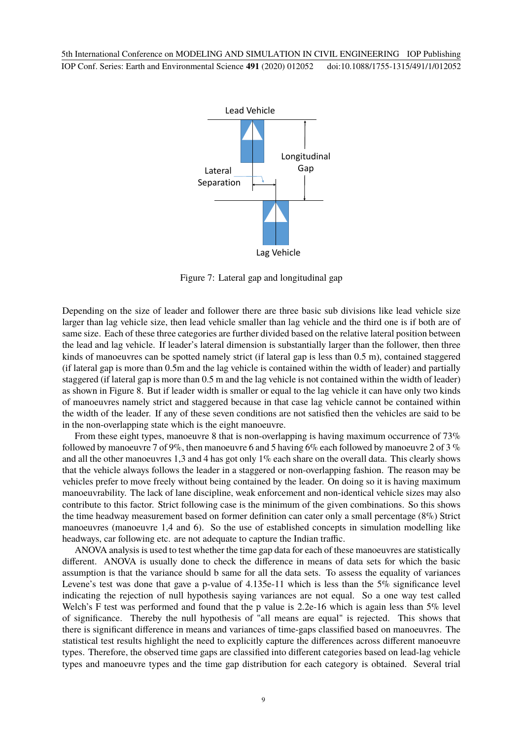Figure 7: Lateral gap and longitudinal gap

Depending on the size of leader and follower there are three basic sub divisions like lead vehicle size larger than lag vehicle size, then lead vehicle smaller than lag vehicle and the third one is if both are of same size. Each of these three categories are further divided based on the relative lateral position between the lead and lag vehicle. If leader's lateral dimension is substantially larger than the follower, then three kinds of manoeuvres can be spotted namely strict (if lateral gap is less than 0.5 m), contained staggered (if lateral gap is more than 0.5m and the lag vehicle is contained within the width of leader) and partially staggered (if lateral gap is more than 0.5 m and the lag vehicle is not contained within the width of leader) as shown in Figure 8. But if leader width is smaller or equal to the lag vehicle it can have only two kinds of manoeuvres namely strict and staggered because in that case lag vehicle cannot be contained within the width of the leader. If any of these seven conditions are not satisfied then the vehicles are said to be in the non-overlapping state which is the eight manoeuvre.

From these eight types, manoeuvre 8 that is non-overlapping is having maximum occurrence of 73% followed by manoeuvre 7 of 9%, then manoeuvre 6 and 5 having 6% each followed by manoeuvre 2 of 3 % and all the other manoeuvres 1,3 and 4 has got only 1% each share on the overall data. This clearly shows that the vehicle always follows the leader in a staggered or non-overlapping fashion. The reason may be vehicles prefer to move freely without being contained by the leader. On doing so it is having maximum manoeuvrability. The lack of lane discipline, weak enforcement and non-identical vehicle sizes may also contribute to this factor. Strict following case is the minimum of the given combinations. So this shows the time headway measurement based on former definition can cater only a small percentage (8%) Strict manoeuvres (manoeuvre 1,4 and 6). So the use of established concepts in simulation modelling like headways, car following etc. are not adequate to capture the Indian traffic.

ANOVA analysis is used to test whether the time gap data for each of these manoeuvres are statistically different. ANOVA is usually done to check the difference in means of data sets for which the basic assumption is that the variance should b same for all the data sets. To assess the equality of variances Levene's test was done that gave a p-value of 4.135e-11 which is less than the 5% significance level indicating the rejection of null hypothesis saying variances are not equal. So a one way test called Welch's F test was performed and found that the p value is 2.2e-16 which is again less than 5% level of significance. Thereby the null hypothesis of "all means are equal" is rejected. This shows that there is significant difference in means and variances of time-gaps classified based on manoeuvres. The statistical test results highlight the need to explicitly capture the differences across different manoeuvre types. Therefore, the observed time gaps are classified into different categories based on lead-lag vehicle types and manoeuvre types and the time gap distribution for each category is obtained. Several trial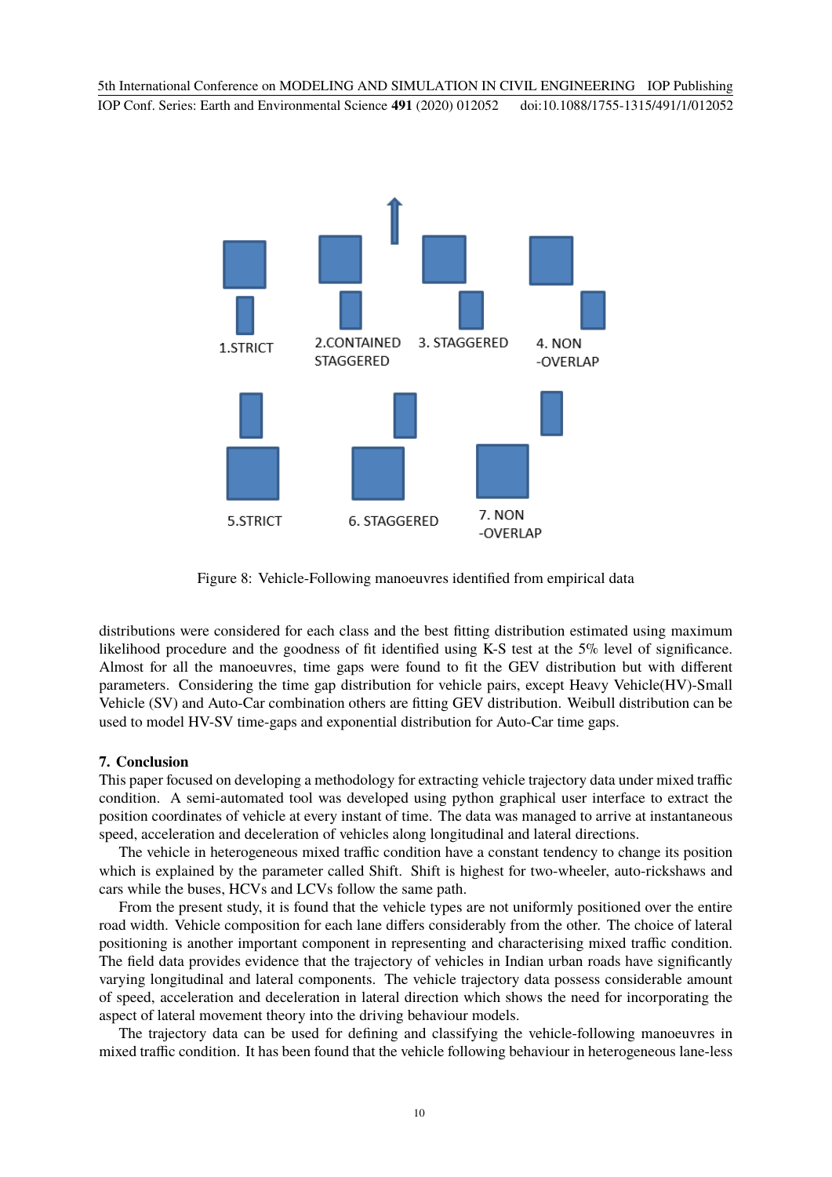Figure 8: Vehicle-Following manoeuvres identified from empirical data

distributions were considered for each class and the best fitting distribution estimated using maximum likelihood procedure and the goodness of fit identified using K-S test at the 5% level of significance. Almost for all the manoeuvres, time gaps were found to fit the GEV distribution but with different parameters. Considering the time gap distribution for vehicle pairs, except Heavy Vehicle(HV)-Small Vehicle (SV) and Auto-Car combination others are fitting GEV distribution. Weibull distribution can be used to model HV-SV time-gaps and exponential distribution for Auto-Car time gaps.

## 7. Conclusion

This paper focused on developing a methodology for extracting vehicle trajectory data under mixed traffic condition. A semi-automated tool was developed using python graphical user interface to extract the position coordinates of vehicle at every instant of time. The data was managed to arrive at instantaneous speed, acceleration and deceleration of vehicles along longitudinal and lateral directions.

The vehicle in heterogeneous mixed traffic condition have a constant tendency to change its position which is explained by the parameter called Shift. Shift is highest for two-wheeler, auto-rickshaws and cars while the buses, HCVs and LCVs follow the same path.

From the present study, it is found that the vehicle types are not uniformly positioned over the entire road width. Vehicle composition for each lane differs considerably from the other. The choice of lateral positioning is another important component in representing and characterising mixed traffic condition. The field data provides evidence that the trajectory of vehicles in Indian urban roads have significantly varying longitudinal and lateral components. The vehicle trajectory data possess considerable amount of speed, acceleration and deceleration in lateral direction which shows the need for incorporating the aspect of lateral movement theory into the driving behaviour models.

The trajectory data can be used for defining and classifying the vehicle-following manoeuvres in mixed traffic condition. It has been found that the vehicle following behaviour in heterogeneous lane-less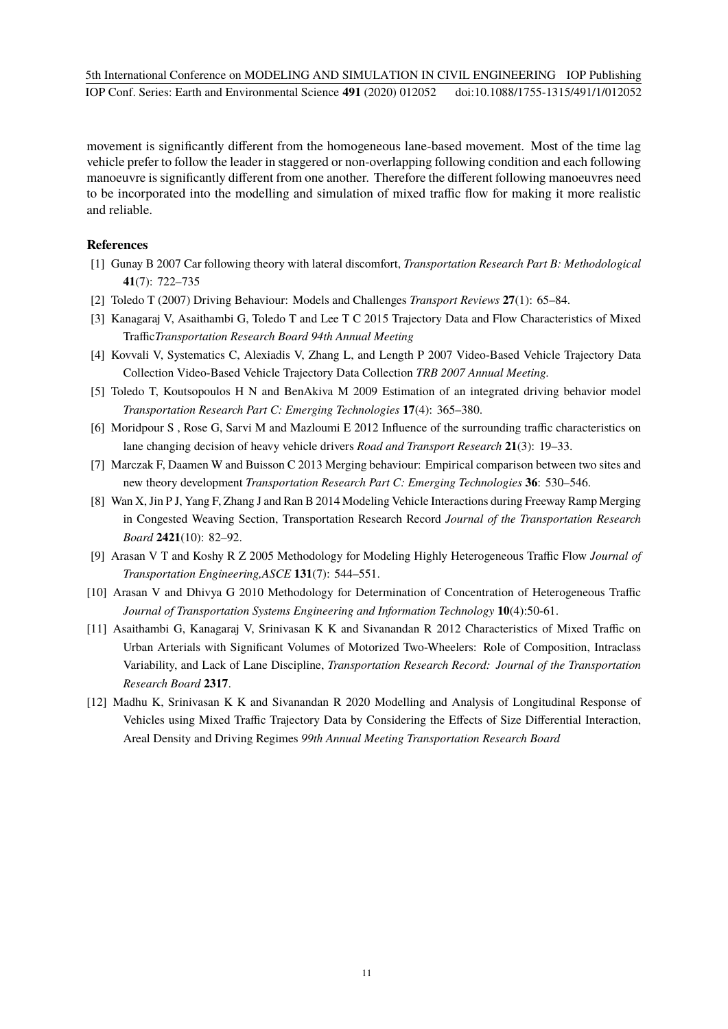movement is significantly different from the homogeneous lane-based movement. Most of the time lag vehicle prefer to follow the leader in staggered or non-overlapping following condition and each following manoeuvre is significantly different from one another. Therefore the different following manoeuvres need to be incorporated into the modelling and simulation of mixed traffic flow for making it more realistic and reliable.

## References

[1] Gunay B 2007 Car following theory with lateral discomfort, *Transportation Research Part B: Methodological* **41**(7): 722–735

[2] Toledo T (2007) Driving Behaviour: Models and Challenges *Transport Reviews* **27**(1): 65–84.

[3] Kanagaraj V, Asaithambi G, Toledo T and Lee T C 2015 Trajectory Data and Flow Characteristics of Mixed Traffic*Transportation Research Board 94th Annual Meeting*

[4] Kovvali V, Systematics C, Alexiadis V, Zhang L, and Length P 2007 Video-Based Vehicle Trajectory Data Collection Video-Based Vehicle Trajectory Data Collection *TRB 2007 Annual Meeting.*

[5] Toledo T, Koutsopoulos H N and BenAkiva M 2009 Estimation of an integrated driving behavior model *Transportation Research Part C: Emerging Technologies* **17**(4): 365–380.

[6] Moridpour S , Rose G, Sarvi M and Mazloumi E 2012 Influence of the surrounding traffic characteristics on lane changing decision of heavy vehicle drivers *Road and Transport Research* **21**(3): 19–33.

[7] Marczak F, Daamen W and Buisson C 2013 Merging behaviour: Empirical comparison between two sites and new theory development *Transportation Research Part C: Emerging Technologies* **36**: 530–546.

[8] Wan X, Jin P J, Yang F, Zhang J and Ran B 2014 Modeling Vehicle Interactions during Freeway Ramp Merging in Congested Weaving Section, Transportation Research Record *Journal of the Transportation Research Board* **2421**(10): 82–92.

[9] Arasan V T and Koshy R Z 2005 Methodology for Modeling Highly Heterogeneous Traffic Flow *Journal of Transportation Engineering,ASCE* **131**(7): 544–551.

[10] Arasan V and Dhivya G 2010 Methodology for Determination of Concentration of Heterogeneous Traffic *Journal of Transportation Systems Engineering and Information Technology* **10**(4):50-61.

[11] Asaithambi G, Kanagaraj V, Srinivasan K K and Sivanandan R 2012 Characteristics of Mixed Traffic on Urban Arterials with Significant Volumes of Motorized Two-Wheelers: Role of Composition, Intraclass Variability, and Lack of Lane Discipline, *Transportation Research Record: Journal of the Transportation Research Board* **2317**.

[12] Madhu K, Srinivasan K K and Sivanandan R 2020 Modelling and Analysis of Longitudinal Response of Vehicles using Mixed Traffic Trajectory Data by Considering the Effects of Size Differential Interaction, Areal Density and Driving Regimes *99th Annual Meeting Transportation Research Board*